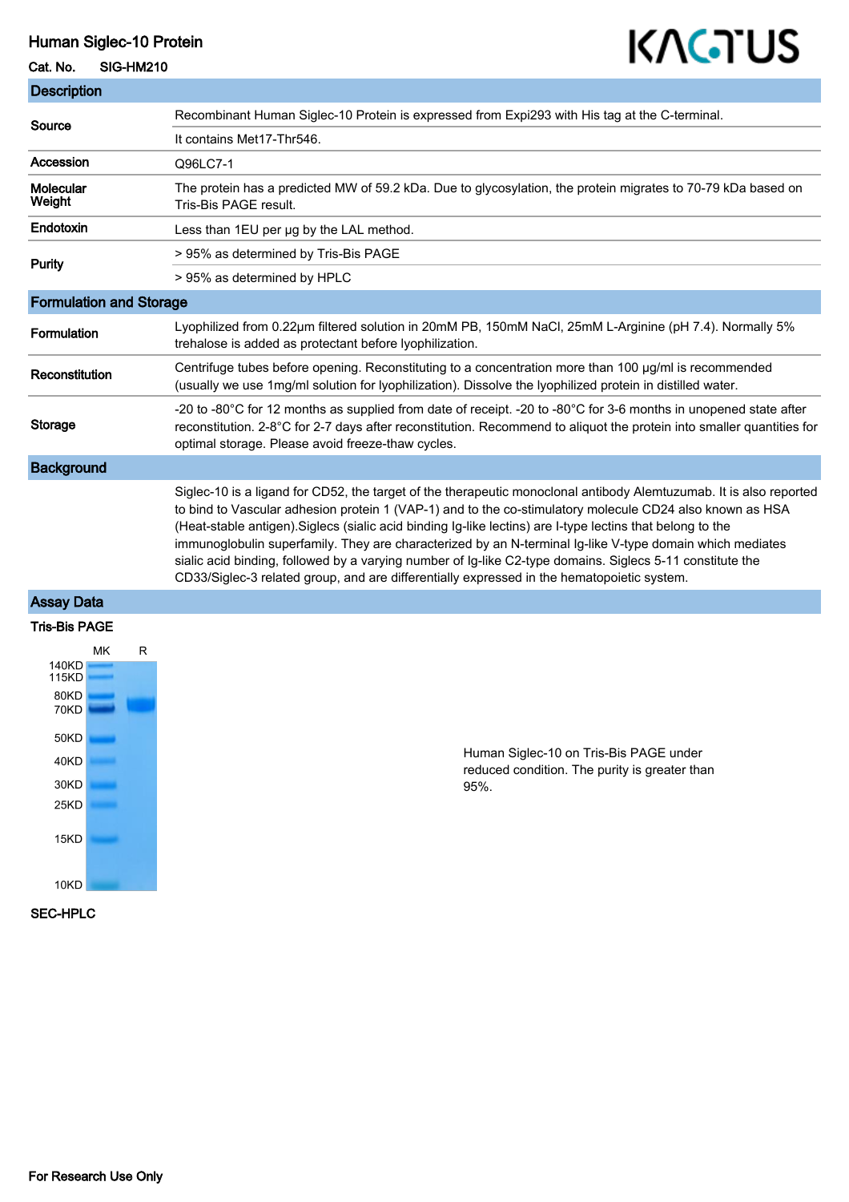# Human Siglec-10 Protein

**Cat. No.** SIG-HM210

## Description

| | |
|---|---|
| **Source** | Recombinant Human Siglec-10 Protein is expressed from Expi293 with His tag at the C-terminal. |
| | It contains Met17-Thr546. |
| **Accession** | Q96LC7-1 |
| **Molecular Weight** | The protein has a predicted MW of 59.2 kDa. Due to glycosylation, the protein migrates to 70-79 kDa based on Tris-Bis PAGE result. |
| **Endotoxin** | Less than 1EU per μg by the LAL method. |
| **Purity** | > 95% as determined by Tris-Bis PAGE |
| | > 95% as determined by HPLC |

## Formulation and Storage

| | |
|---|---|
| **Formulation** | Lyophilized from 0.22μm filtered solution in 20mM PB, 150mM NaCl, 25mM L-Arginine (pH 7.4). Normally 5% trehalose is added as protectant before lyophilization. |
| **Reconstitution** | Centrifuge tubes before opening. Reconstituting to a concentration more than 100 μg/ml is recommended (usually we use 1mg/ml solution for lyophilization). Dissolve the lyophilized protein in distilled water. |
| **Storage** | -20 to -80°C for 12 months as supplied from date of receipt. -20 to -80°C for 3-6 months in unopened state after reconstitution. 2-8°C for 2-7 days after reconstitution. Recommend to aliquot the protein into smaller quantities for optimal storage. Please avoid freeze-thaw cycles. |

## Background

Siglec-10 is a ligand for CD52, the target of the therapeutic monoclonal antibody Alemtuzumab. It is also reported to bind to Vascular adhesion protein 1 (VAP-1) and to the co-stimulatory molecule CD24 also known as HSA (Heat-stable antigen).Siglecs (sialic acid binding Ig-like lectins) are I-type lectins that belong to the immunoglobulin superfamily. They are characterized by an N-terminal Ig-like V-type domain which mediates sialic acid binding, followed by a varying number of Ig-like C2-type domains. Siglecs 5-11 constitute the CD33/Siglec-3 related group, and are differentially expressed in the hematopoietic system.

## Assay Data

### Tris-Bis PAGE

MK R

140KD
115KD
80KD
70KD
50KD
40KD
30KD
25KD
15KD
10KD

Human Siglec-10 on Tris-Bis PAGE under reduced condition. The purity is greater than 95%.

### SEC-HPLC

For Research Use Only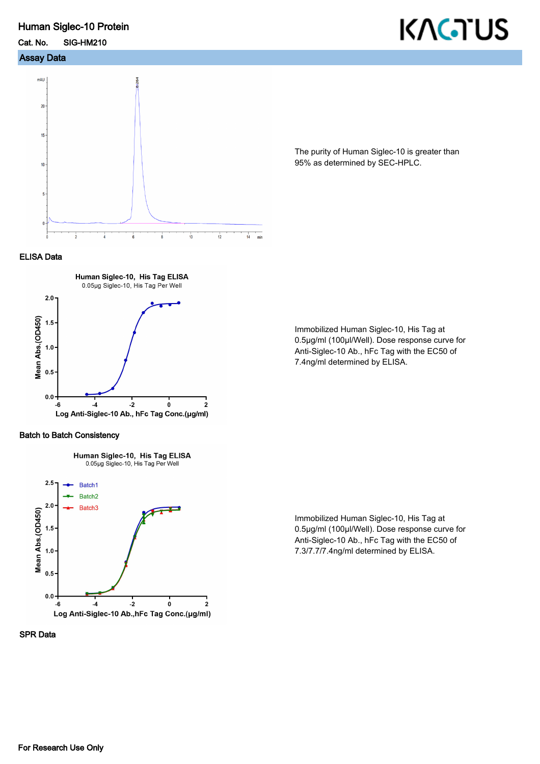# Human Siglec-10 Protein

Cat. No. SIG-HM210

## Assay Data

The purity of Human Siglec-10 is greater than 95% as determined by SEC-HPLC.

### ELISA Data

Human Siglec-10, His Tag ELISA
0.05μg Siglec-10, His Tag Per Well

Immobilized Human Siglec-10, His Tag at 0.5μg/ml (100μl/Well). Dose response curve for Anti-Siglec-10 Ab., hFc Tag with the EC50 of 7.4ng/ml determined by ELISA.

### Batch to Batch Consistency

Human Siglec-10, His Tag ELISA
0.05μg Siglec-10, His Tag Per Well

Immobilized Human Siglec-10, His Tag at 0.5μg/ml (100μl/Well). Dose response curve for Anti-Siglec-10 Ab., hFc Tag with the EC50 of 7.3/7.7/7.4ng/ml determined by ELISA.

### SPR Data

For Research Use Only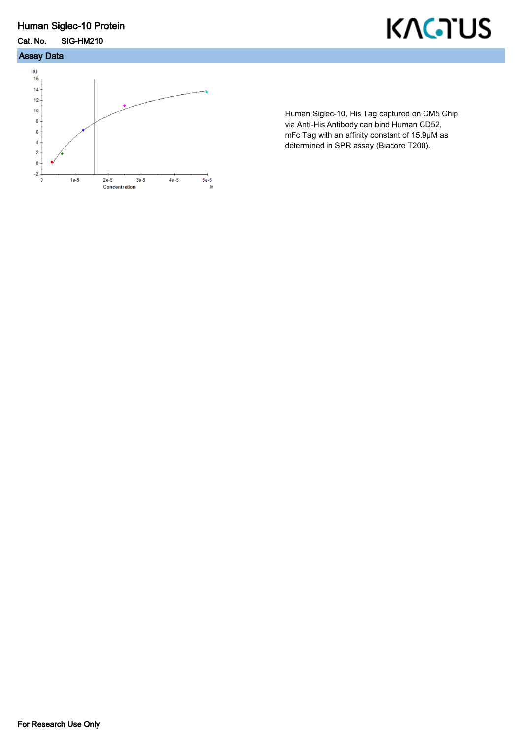# Human Siglec-10 Protein

Cat. No. SIG-HM210

## Assay Data

RU
16
14
12
10
8
6
4
2
0
-2
0
1e-5
2e-5
3e-5
4e-5
5e-5
Concentration
M

Human Siglec-10, His Tag captured on CM5 Chip via Anti-His Antibody can bind Human CD52, mFc Tag with an affinity constant of 15.9μM as determined in SPR assay (Biacore T200).

For Research Use Only